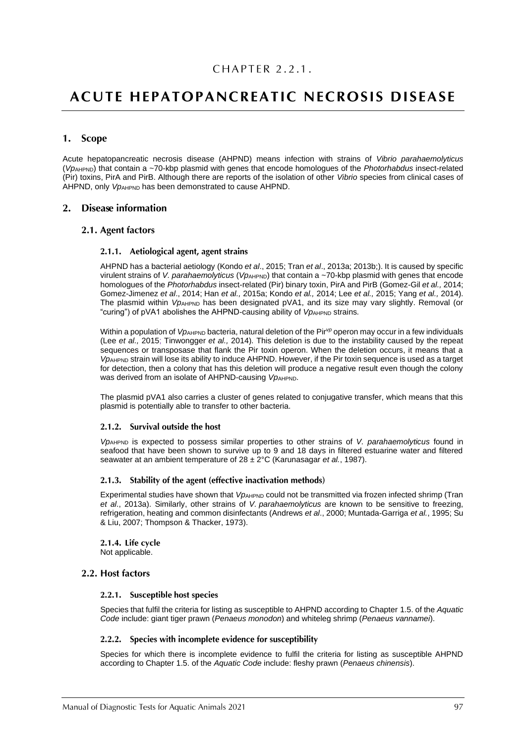# CHAPTER 2.2.1.

# ACUTE HEPATOPANCREATIC NECROSIS DISEASE

## 1. Scope

Acute hepatopancreatic necrosis disease (AHPND) means infection with strains of *Vibrio parahaemolyticus* (*Vp*$_{AHPND}$) that contain a ~70-kbp plasmid with genes that encode homologues of the *Photorhabdus* insect-related (Pir) toxins, PirA and PirB. Although there are reports of the isolation of other *Vibrio* species from clinical cases of AHPND, only *Vp*$_{AHPND}$ has been demonstrated to cause AHPND.

## 2. Disease information

### 2.1. Agent factors

#### 2.1.1. Aetiological agent, agent strains

AHPND has a bacterial aetiology (Kondo *et al*., 2015; Tran *et al*., 2013a; 2013b;). It is caused by specific virulent strains of *V. parahaemolyticus* (*Vp*$_{AHPND}$) that contain a ~70-kbp plasmid with genes that encode homologues of the *Photorhabdus* insect-related (Pir) binary toxin, PirA and PirB (Gomez-Gil *et al.,* 2014; Gomez-Jimenez *et al*., 2014; Han *et al.,* 2015a; Kondo *et al.,* 2014; Lee *et al.,* 2015; Yang *et al.,* 2014). The plasmid within *Vp*$_{AHPND}$ has been designated pVA1, and its size may vary slightly. Removal (or "curing") of pVA1 abolishes the AHPND-causing ability of *Vp*$_{AHPND}$ strains.

Within a population of *Vp*$_{AHPND}$ bacteria, natural deletion of the Pir$^{vp}$ operon may occur in a few individuals (Lee *et al.,* 2015; Tinwongger *et al.,* 2014). This deletion is due to the instability caused by the repeat sequences or transposase that flank the Pir toxin operon. When the deletion occurs, it means that a *Vp*$_{AHPND}$ strain will lose its ability to induce AHPND. However, if the Pir toxin sequence is used as a target for detection, then a colony that has this deletion will produce a negative result even though the colony was derived from an isolate of AHPND-causing *Vp*$_{AHPND}$.

The plasmid pVA1 also carries a cluster of genes related to conjugative transfer, which means that this plasmid is potentially able to transfer to other bacteria.

#### 2.1.2. Survival outside the host

*Vp*$_{AHPND}$ is expected to possess similar properties to other strains of *V. parahaemolyticus* found in seafood that have been shown to survive up to 9 and 18 days in filtered estuarine water and filtered seawater at an ambient temperature of 28 ± 2°C (Karunasagar *et al.*, 1987).

#### 2.1.3. Stability of the agent (effective inactivation methods)

Experimental studies have shown that *Vp*$_{AHPND}$ could not be transmitted via frozen infected shrimp (Tran *et al*., 2013a). Similarly, other strains of *V. parahaemolyticus* are known to be sensitive to freezing, refrigeration, heating and common disinfectants (Andrews *et al*., 2000; Muntada-Garriga *et al.*, 1995; Su & Liu, 2007; Thompson & Thacker, 1973).

#### 2.1.4. Life cycle

Not applicable.

### 2.2. Host factors

#### 2.2.1. Susceptible host species

Species that fulfil the criteria for listing as susceptible to AHPND according to Chapter 1.5. of the *Aquatic Code* include: giant tiger prawn (*Penaeus monodon*) and whiteleg shrimp (*Penaeus vannamei*).

#### 2.2.2. Species with incomplete evidence for susceptibility

Species for which there is incomplete evidence to fulfil the criteria for listing as susceptible AHPND according to Chapter 1.5. of the *Aquatic Code* include: fleshy prawn (*Penaeus chinensis*).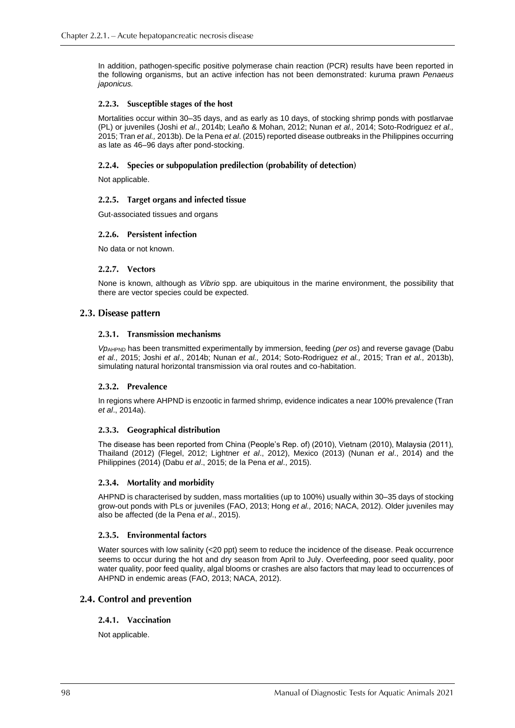In addition, pathogen-specific positive polymerase chain reaction (PCR) results have been reported in the following organisms, but an active infection has not been demonstrated: kuruma prawn *Penaeus japonicus.*

### 2.2.3. Susceptible stages of the host

Mortalities occur within 30–35 days, and as early as 10 days, of stocking shrimp ponds with postlarvae (PL) or juveniles (Joshi *et al*., 2014b; Leaño & Mohan, 2012; Nunan *et al.,* 2014; Soto-Rodriguez *et al.,* 2015; Tran *et al.,* 2013b). De la Pena *et al*. (2015) reported disease outbreaks in the Philippines occurring as late as 46–96 days after pond-stocking.

### 2.2.4. Species or subpopulation predilection (probability of detection)

Not applicable.

### 2.2.5. Target organs and infected tissue

Gut-associated tissues and organs

### 2.2.6. Persistent infection

No data or not known.

### 2.2.7. Vectors

None is known, although as *Vibrio* spp. are ubiquitous in the marine environment, the possibility that there are vector species could be expected.

## 2.3. Disease pattern

### 2.3.1. Transmission mechanisms

$Vp_{AHPND}$ has been transmitted experimentally by immersion, feeding (*per os*) and reverse gavage (Dabu *et al.,* 2015; Joshi *et al*., 2014b; Nunan *et al.,* 2014; Soto-Rodriguez *et al.,* 2015; Tran *et al.,* 2013b), simulating natural horizontal transmission via oral routes and co-habitation.

### 2.3.2. Prevalence

In regions where AHPND is enzootic in farmed shrimp, evidence indicates a near 100% prevalence (Tran *et al*., 2014a).

### 2.3.3. Geographical distribution

The disease has been reported from China (People's Rep. of) (2010), Vietnam (2010), Malaysia (2011), Thailand (2012) (Flegel, 2012; Lightner *et al*., 2012), Mexico (2013) (Nunan *et al*., 2014) and the Philippines (2014) (Dabu *et al*., 2015; de la Pena *et al*., 2015).

### 2.3.4. Mortality and morbidity

AHPND is characterised by sudden, mass mortalities (up to 100%) usually within 30–35 days of stocking grow-out ponds with PLs or juveniles (FAO, 2013; Hong *et al.,* 2016; NACA, 2012). Older juveniles may also be affected (de la Pena *et al*., 2015).

### 2.3.5. Environmental factors

Water sources with low salinity (<20 ppt) seem to reduce the incidence of the disease. Peak occurrence seems to occur during the hot and dry season from April to July. Overfeeding, poor seed quality, poor water quality, poor feed quality, algal blooms or crashes are also factors that may lead to occurrences of AHPND in endemic areas (FAO, 2013; NACA, 2012).

## 2.4. Control and prevention

### 2.4.1. Vaccination

Not applicable.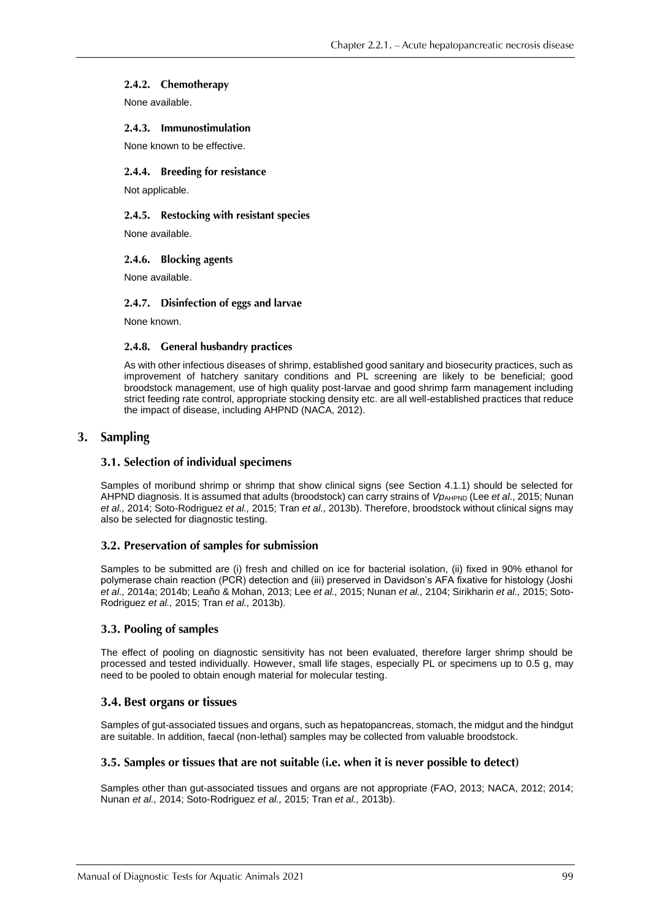#### 2.4.2. Chemotherapy

None available.

#### 2.4.3. Immunostimulation

None known to be effective.

#### 2.4.4. Breeding for resistance

Not applicable.

#### 2.4.5. Restocking with resistant species

None available.

#### 2.4.6. Blocking agents

None available.

#### 2.4.7. Disinfection of eggs and larvae

None known.

#### 2.4.8. General husbandry practices

As with other infectious diseases of shrimp, established good sanitary and biosecurity practices, such as improvement of hatchery sanitary conditions and PL screening are likely to be beneficial; good broodstock management, use of high quality post-larvae and good shrimp farm management including strict feeding rate control, appropriate stocking density etc. are all well-established practices that reduce the impact of disease, including AHPND (NACA, 2012).

## 3. Sampling

### 3.1. Selection of individual specimens

Samples of moribund shrimp or shrimp that show clinical signs (see Section 4.1.1) should be selected for AHPND diagnosis. It is assumed that adults (broodstock) can carry strains of *Vp*$_{AHPND}$ (Lee *et al*., 2015; Nunan *et al.,* 2014; Soto-Rodriguez *et al.,* 2015; Tran *et al.,* 2013b). Therefore, broodstock without clinical signs may also be selected for diagnostic testing.

### 3.2. Preservation of samples for submission

Samples to be submitted are (i) fresh and chilled on ice for bacterial isolation, (ii) fixed in 90% ethanol for polymerase chain reaction (PCR) detection and (iii) preserved in Davidson's AFA fixative for histology (Joshi *et al.,* 2014a; 2014b; Leaño & Mohan, 2013; Lee *et al.,* 2015; Nunan *et al.,* 2104; Sirikharin *et al.,* 2015; Soto-Rodriguez *et al.,* 2015; Tran *et al.,* 2013b).

### 3.3. Pooling of samples

The effect of pooling on diagnostic sensitivity has not been evaluated, therefore larger shrimp should be processed and tested individually. However, small life stages, especially PL or specimens up to 0.5 g, may need to be pooled to obtain enough material for molecular testing.

### 3.4. Best organs or tissues

Samples of gut-associated tissues and organs, such as hepatopancreas, stomach, the midgut and the hindgut are suitable. In addition, faecal (non-lethal) samples may be collected from valuable broodstock.

### 3.5. Samples or tissues that are not suitable (i.e. when it is never possible to detect)

Samples other than gut-associated tissues and organs are not appropriate (FAO, 2013; NACA, 2012; 2014; Nunan *et al.,* 2014; Soto-Rodriguez *et al.,* 2015; Tran *et al.,* 2013b).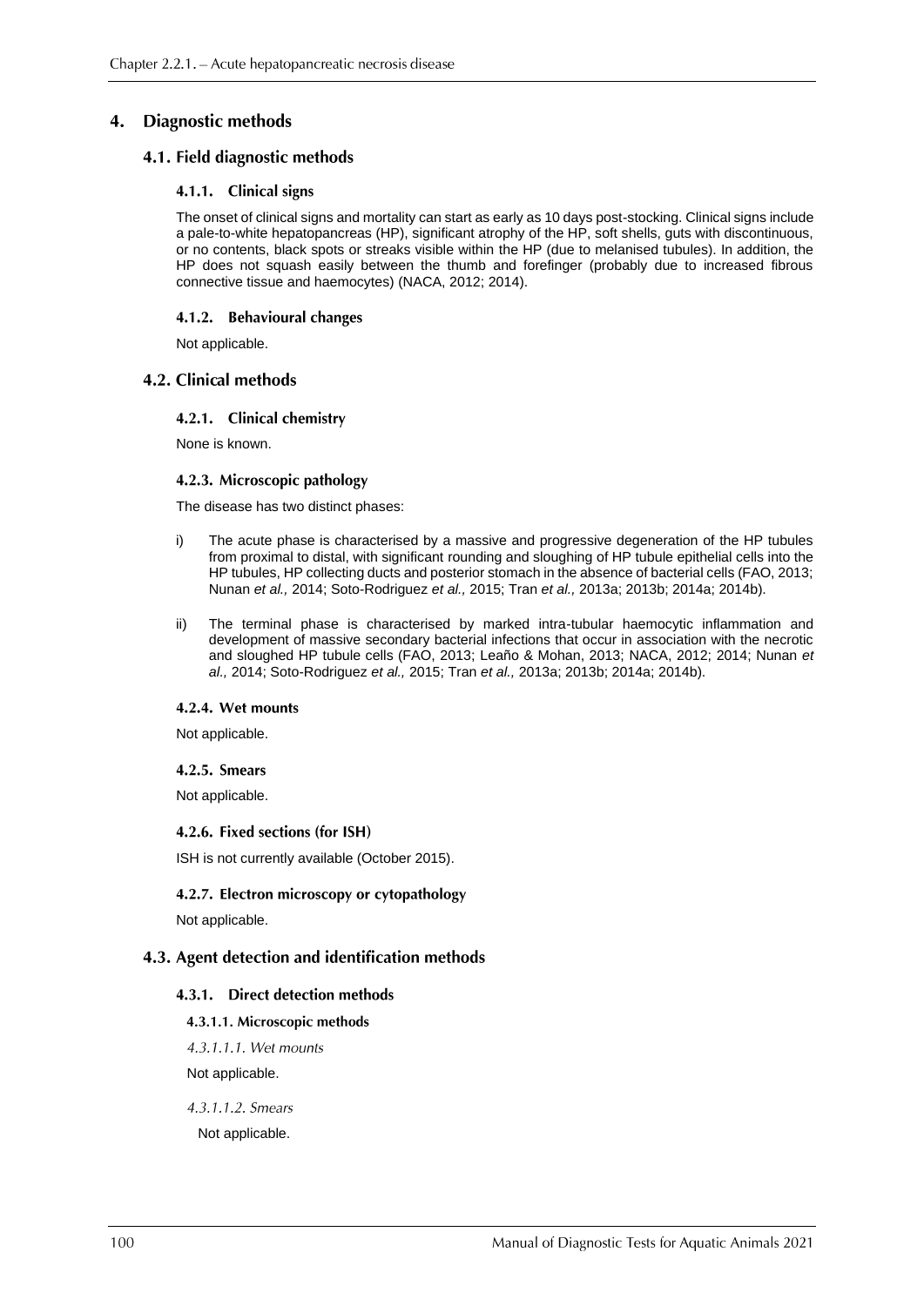## 4. Diagnostic methods

### 4.1. Field diagnostic methods

#### 4.1.1. Clinical signs

The onset of clinical signs and mortality can start as early as 10 days post-stocking. Clinical signs include a pale-to-white hepatopancreas (HP), significant atrophy of the HP, soft shells, guts with discontinuous, or no contents, black spots or streaks visible within the HP (due to melanised tubules). In addition, the HP does not squash easily between the thumb and forefinger (probably due to increased fibrous connective tissue and haemocytes) (NACA, 2012; 2014).

#### 4.1.2. Behavioural changes

Not applicable.

### 4.2. Clinical methods

#### 4.2.1. Clinical chemistry

None is known.

#### 4.2.3. Microscopic pathology

The disease has two distinct phases:

i) The acute phase is characterised by a massive and progressive degeneration of the HP tubules from proximal to distal, with significant rounding and sloughing of HP tubule epithelial cells into the HP tubules, HP collecting ducts and posterior stomach in the absence of bacterial cells (FAO, 2013; Nunan *et al.,* 2014; Soto-Rodriguez *et al.,* 2015; Tran *et al.,* 2013a; 2013b; 2014a; 2014b).

ii) The terminal phase is characterised by marked intra-tubular haemocytic inflammation and development of massive secondary bacterial infections that occur in association with the necrotic and sloughed HP tubule cells (FAO, 2013; Leaño & Mohan, 2013; NACA, 2012; 2014; Nunan *et al.,* 2014; Soto-Rodriguez *et al.,* 2015; Tran *et al.,* 2013a; 2013b; 2014a; 2014b).

#### 4.2.4. Wet mounts

Not applicable.

#### 4.2.5. Smears

Not applicable.

#### 4.2.6. Fixed sections (for ISH)

ISH is not currently available (October 2015).

#### 4.2.7. Electron microscopy or cytopathology

Not applicable.

### 4.3. Agent detection and identification methods

#### 4.3.1. Direct detection methods

##### 4.3.1.1. Microscopic methods

*4.3.1.1.1. Wet mounts*

Not applicable.

*4.3.1.1.2. Smears*

Not applicable.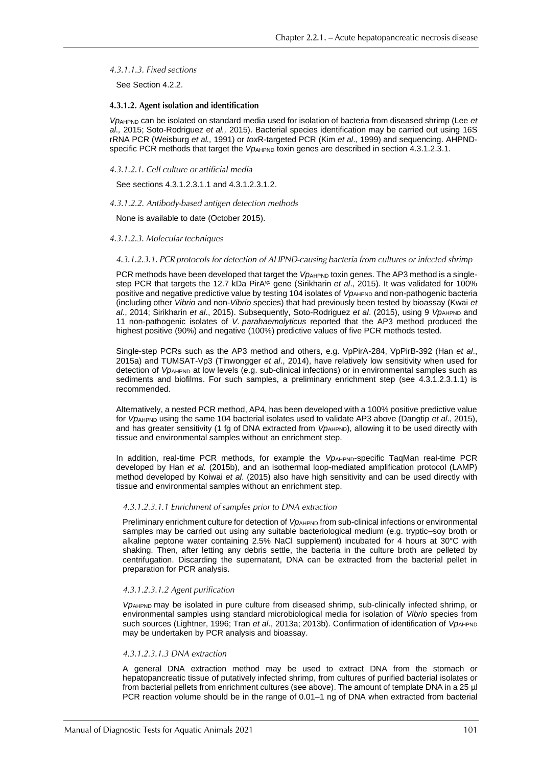#### 4.3.1.1.3. Fixed sections

See Section 4.2.2.

### 4.3.1.2. Agent isolation and identification

$Vp_{AHPND}$ can be isolated on standard media used for isolation of bacteria from diseased shrimp (Lee *et al.,* 2015; Soto-Rodriguez *et al.,* 2015). Bacterial species identification may be carried out using 16S rRNA PCR (Weisburg *et al.,* 1991) or *tox*R-targeted PCR (Kim *et al*., 1999) and sequencing. AHPND-specific PCR methods that target the $Vp_{AHPND}$ toxin genes are described in section 4.3.1.2.3.1.

#### 4.3.1.2.1. Cell culture or artificial media

See sections 4.3.1.2.3.1.1 and 4.3.1.2.3.1.2.

#### 4.3.1.2.2. Antibody-based antigen detection methods

None is available to date (October 2015).

#### 4.3.1.2.3. Molecular techniques

##### 4.3.1.2.3.1. PCR protocols for detection of AHPND-causing bacteria from cultures or infected shrimp

PCR methods have been developed that target the $Vp_{AHPND}$ toxin genes. The AP3 method is a single-step PCR that targets the 12.7 kDa $PirA^{vp}$ gene (Sirikharin *et al*., 2015). It was validated for 100% positive and negative predictive value by testing 104 isolates of $Vp_{AHPND}$ and non-pathogenic bacteria (including other *Vibrio* and non-*Vibrio* species) that had previously been tested by bioassay (Kwai *et al*., 2014; Sirikharin *et al*., 2015). Subsequently, Soto-Rodriguez *et al*. (2015), using 9 $Vp_{AHPND}$ and 11 non-pathogenic isolates of *V. parahaemolyticus* reported that the AP3 method produced the highest positive (90%) and negative (100%) predictive values of five PCR methods tested.

Single-step PCRs such as the AP3 method and others, e.g. VpPirA-284, VpPirB-392 (Han *et al*., 2015a) and TUMSAT-Vp3 (Tinwongger *et al*., 2014), have relatively low sensitivity when used for detection of $Vp_{AHPND}$ at low levels (e.g. sub-clinical infections) or in environmental samples such as sediments and biofilms. For such samples, a preliminary enrichment step (see 4.3.1.2.3.1.1) is recommended.

Alternatively, a nested PCR method, AP4, has been developed with a 100% positive predictive value for $Vp_{AHPND}$ using the same 104 bacterial isolates used to validate AP3 above (Dangtip *et al*., 2015), and has greater sensitivity (1 fg of DNA extracted from $Vp_{AHPND}$), allowing it to be used directly with tissue and environmental samples without an enrichment step.

In addition, real-time PCR methods, for example the $Vp_{AHPND}$-specific TaqMan real-time PCR developed by Han *et al.* (2015b), and an isothermal loop-mediated amplification protocol (LAMP) method developed by Koiwai *et al.* (2015) also have high sensitivity and can be used directly with tissue and environmental samples without an enrichment step.

###### 4.3.1.2.3.1.1 Enrichment of samples prior to DNA extraction

Preliminary enrichment culture for detection of $Vp_{AHPND}$ from sub-clinical infections or environmental samples may be carried out using any suitable bacteriological medium (e.g. tryptic–soy broth or alkaline peptone water containing 2.5% NaCl supplement) incubated for 4 hours at 30°C with shaking. Then, after letting any debris settle, the bacteria in the culture broth are pelleted by centrifugation. Discarding the supernatant, DNA can be extracted from the bacterial pellet in preparation for PCR analysis.

###### 4.3.1.2.3.1.2 Agent purification

$Vp_{AHPND}$ may be isolated in pure culture from diseased shrimp, sub-clinically infected shrimp, or environmental samples using standard microbiological media for isolation of *Vibrio* species from such sources (Lightner, 1996; Tran *et al*., 2013a; 2013b). Confirmation of identification of $Vp_{AHPND}$ may be undertaken by PCR analysis and bioassay.

###### 4.3.1.2.3.1.3 DNA extraction

A general DNA extraction method may be used to extract DNA from the stomach or hepatopancreatic tissue of putatively infected shrimp, from cultures of purified bacterial isolates or from bacterial pellets from enrichment cultures (see above). The amount of template DNA in a 25 µl PCR reaction volume should be in the range of 0.01–1 ng of DNA when extracted from bacterial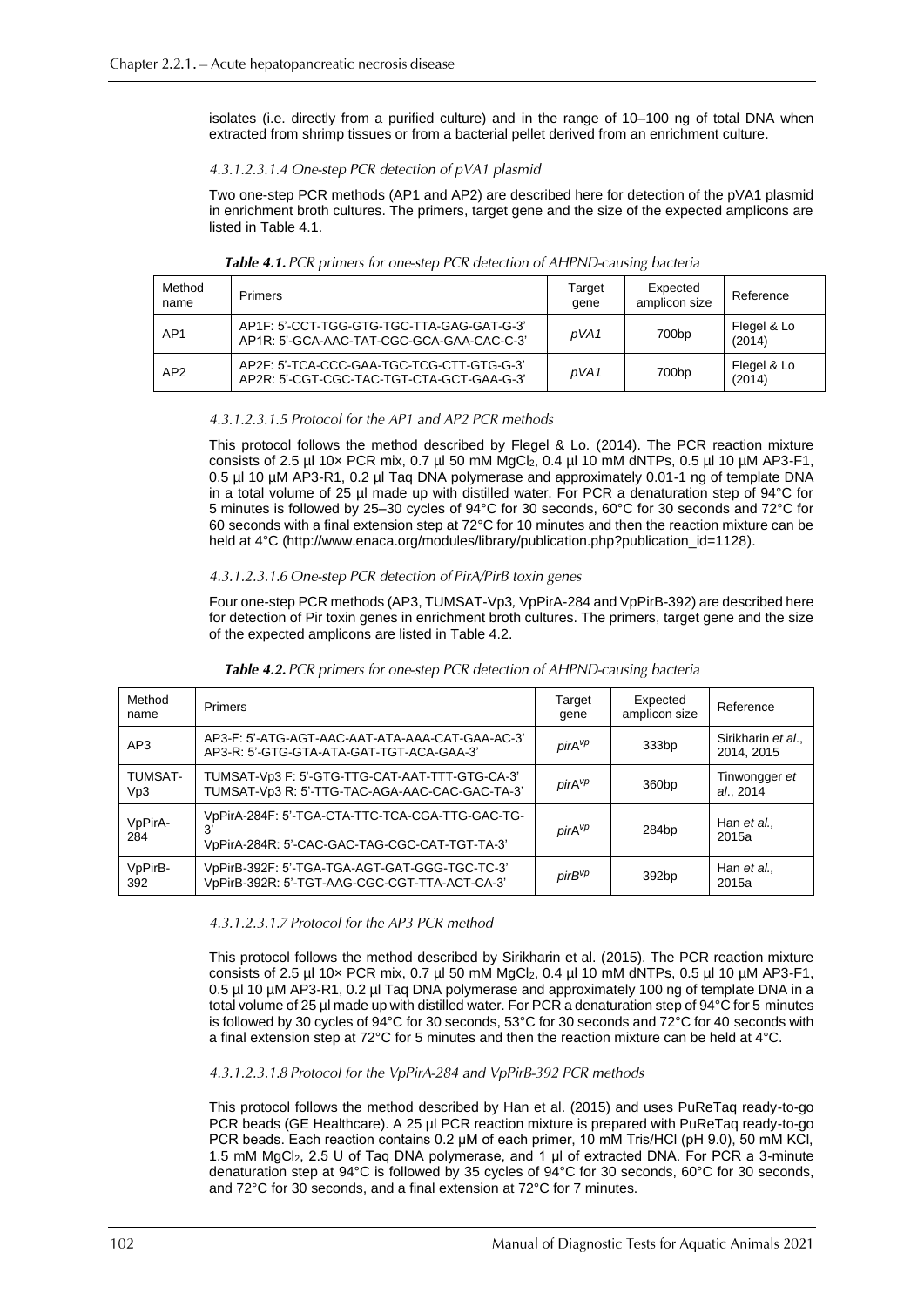isolates (i.e. directly from a purified culture) and in the range of 10–100 ng of total DNA when extracted from shrimp tissues or from a bacterial pellet derived from an enrichment culture.

#### *4.3.1.2.3.1.4 One-step PCR detection of pVA1 plasmid*

Two one-step PCR methods (AP1 and AP2) are described here for detection of the pVA1 plasmid in enrichment broth cultures. The primers, target gene and the size of the expected amplicons are listed in Table 4.1.

***Table 4.1.** PCR primers for one-step PCR detection of AHPND-causing bacteria*

| Method name | Primers | Target gene | Expected amplicon size | Reference |
|---|---|---|---|---|
| AP1 | AP1F: 5'-CCT-TGG-GTG-TGC-TTA-GAG-GAT-G-3'<br>AP1R: 5'-GCA-AAC-TAT-CGC-GCA-GAA-CAC-C-3' | *pVA1* | 700bp | Flegel & Lo (2014) |
| AP2 | AP2F: 5'-TCA-CCC-GAA-TGC-TCG-CTT-GTG-G-3'<br>AP2R: 5'-CGT-CGC-TAC-TGT-CTA-GCT-GAA-G-3' | *pVA1* | 700bp | Flegel & Lo (2014) |

#### *4.3.1.2.3.1.5 Protocol for the AP1 and AP2 PCR methods*

This protocol follows the method described by Flegel & Lo. (2014). The PCR reaction mixture consists of 2.5 µl 10× PCR mix, 0.7 µl 50 mM $MgCl_2$, 0.4 µl 10 mM dNTPs, 0.5 µl 10 µM AP3-F1, 0.5 µl 10 µM AP3-R1, 0.2 µl Taq DNA polymerase and approximately 0.01-1 ng of template DNA in a total volume of 25 µl made up with distilled water. For PCR a denaturation step of 94°C for 5 minutes is followed by 25–30 cycles of 94°C for 30 seconds, 60°C for 30 seconds and 72°C for 60 seconds with a final extension step at 72°C for 10 minutes and then the reaction mixture can be held at 4°C (http://www.enaca.org/modules/library/publication.php?publication_id=1128).

#### *4.3.1.2.3.1.6 One-step PCR detection of PirA/PirB toxin genes*

Four one-step PCR methods (AP3, TUMSAT-Vp3, VpPirA-284 and VpPirB-392) are described here for detection of Pir toxin genes in enrichment broth cultures. The primers, target gene and the size of the expected amplicons are listed in Table 4.2.

***Table 4.2.** PCR primers for one-step PCR detection of AHPND-causing bacteria*

| Method name | Primers | Target gene | Expected amplicon size | Reference |
|---|---|---|---|---|
| AP3 | AP3-F: 5'-ATG-AGT-AAC-AAT-ATA-AAA-CAT-GAA-AC-3'<br>AP3-R: 5'-GTG-GTA-ATA-GAT-TGT-ACA-GAA-3' | $pirA^{vp}$ | 333bp | Sirikharin *et al.*, 2014, 2015 |
| TUMSAT-Vp3 | TUMSAT-Vp3 F: 5'-GTG-TTG-CAT-AAT-TTT-GTG-CA-3'<br>TUMSAT-Vp3 R: 5'-TTG-TAC-AGA-AAC-CAC-GAC-TA-3' | $pirA^{vp}$ | 360bp | Tinwongger *et al.*, 2014 |
| VpPirA-284 | VpPirA-284F: 5'-TGA-CTA-TTC-TCA-CGA-TTG-GAC-TG-3'<br>VpPirA-284R: 5'-CAC-GAC-TAG-CGC-CAT-TGT-TA-3' | $pirA^{vp}$ | 284bp | Han *et al.*, 2015a |
| VpPirB-392 | VpPirB-392F: 5'-TGA-TGA-AGT-GAT-GGG-TGC-TC-3'<br>VpPirB-392R: 5'-TGT-AAG-CGC-CGT-TTA-ACT-CA-3' | $pirB^{vp}$ | 392bp | Han *et al.*, 2015a |

#### *4.3.1.2.3.1.7 Protocol for the AP3 PCR method*

This protocol follows the method described by Sirikharin et al. (2015). The PCR reaction mixture consists of 2.5 µl 10× PCR mix, 0.7 µl 50 mM $MgCl_2$, 0.4 µl 10 mM dNTPs, 0.5 µl 10 µM AP3-F1, 0.5 µl 10 µM AP3-R1, 0.2 µl Taq DNA polymerase and approximately 100 ng of template DNA in a total volume of 25 µl made up with distilled water. For PCR a denaturation step of 94°C for 5 minutes is followed by 30 cycles of 94°C for 30 seconds, 53°C for 30 seconds and 72°C for 40 seconds with a final extension step at 72°C for 5 minutes and then the reaction mixture can be held at 4°C.

#### *4.3.1.2.3.1.8 Protocol for the VpPirA-284 and VpPirB-392 PCR methods*

This protocol follows the method described by Han et al. (2015) and uses PuReTaq ready-to-go PCR beads (GE Healthcare). A 25 µl PCR reaction mixture is prepared with PuReTaq ready-to-go PCR beads. Each reaction contains 0.2 µM of each primer, 10 mM Tris/HCl (pH 9.0), 50 mM KCl, 1.5 mM $MgCl_2$, 2.5 U of Taq DNA polymerase, and 1 µl of extracted DNA. For PCR a 3-minute denaturation step at 94°C is followed by 35 cycles of 94°C for 30 seconds, 60°C for 30 seconds, and 72°C for 30 seconds, and a final extension at 72°C for 7 minutes.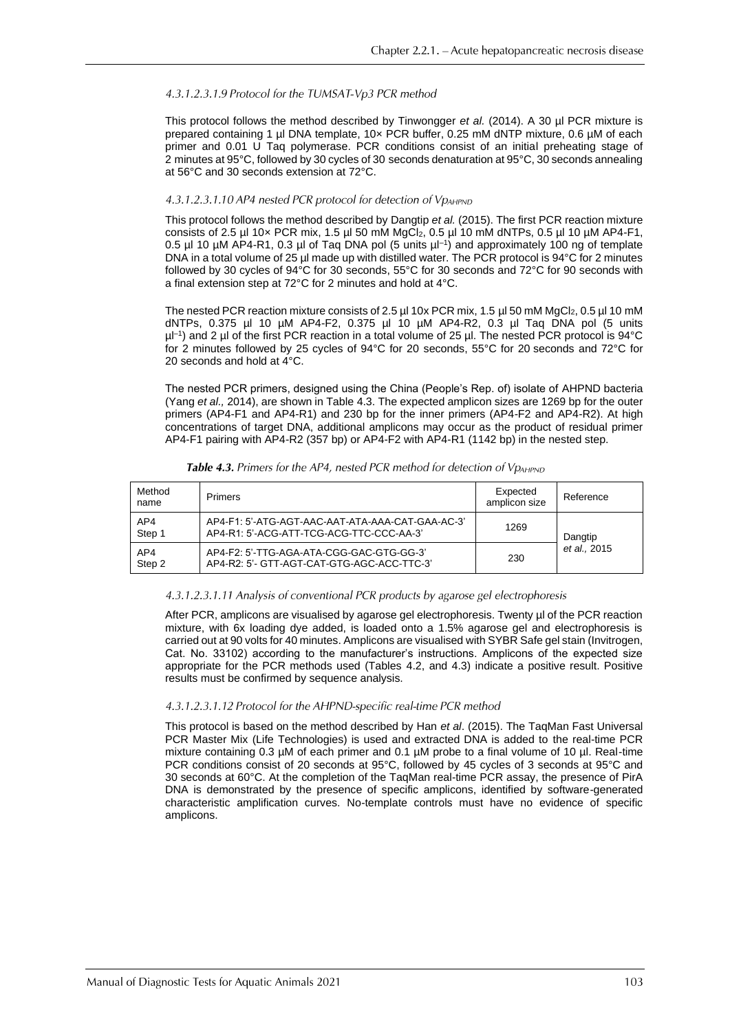#### 4.3.1.2.3.1.9 Protocol for the TUMSAT-Vp3 PCR method

This protocol follows the method described by Tinwongger *et al.* (2014). A 30 µl PCR mixture is prepared containing 1 µl DNA template, 10× PCR buffer, 0.25 mM dNTP mixture, 0.6 µM of each primer and 0.01 U Taq polymerase. PCR conditions consist of an initial preheating stage of 2 minutes at 95°C, followed by 30 cycles of 30 seconds denaturation at 95°C, 30 seconds annealing at 56°C and 30 seconds extension at 72°C.

#### 4.3.1.2.3.1.10 AP4 nested PCR protocol for detection of $Vp_{AHPND}$

This protocol follows the method described by Dangtip *et al.* (2015). The first PCR reaction mixture consists of 2.5 µl 10× PCR mix, 1.5 µl 50 mM $MgCl_2$, 0.5 µl 10 mM dNTPs, 0.5 µl 10 µM AP4-F1, 0.5 µl 10 µM AP4-R1, 0.3 µl of Taq DNA pol (5 units $µl^{-1}$) and approximately 100 ng of template DNA in a total volume of 25 µl made up with distilled water. The PCR protocol is 94°C for 2 minutes followed by 30 cycles of 94°C for 30 seconds, 55°C for 30 seconds and 72°C for 90 seconds with a final extension step at 72°C for 2 minutes and hold at 4°C.

The nested PCR reaction mixture consists of 2.5 µl 10x PCR mix, 1.5 µl 50 mM $MgCl_2$, 0.5 µl 10 mM dNTPs, 0.375 µl 10 µM AP4-F2, 0.375 µl 10 µM AP4-R2, 0.3 µl Taq DNA pol (5 units $µl^{-1}$) and 2 µl of the first PCR reaction in a total volume of 25 µl. The nested PCR protocol is 94°C for 2 minutes followed by 25 cycles of 94°C for 20 seconds, 55°C for 20 seconds and 72°C for 20 seconds and hold at 4°C.

The nested PCR primers, designed using the China (People's Rep. of) isolate of AHPND bacteria (Yang *et al.,* 2014), are shown in Table 4.3. The expected amplicon sizes are 1269 bp for the outer primers (AP4-F1 and AP4-R1) and 230 bp for the inner primers (AP4-F2 and AP4-R2). At high concentrations of target DNA, additional amplicons may occur as the product of residual primer AP4-F1 pairing with AP4-R2 (357 bp) or AP4-F2 with AP4-R1 (1142 bp) in the nested step.

***Table 4.3.*** *Primers for the AP4, nested PCR method for detection of $Vp_{AHPND}$*

| Method name | Primers | Expected amplicon size | Reference |
|---|---|---|---|
| AP4 Step 1 | AP4-F1: 5'-ATG-AGT-AAC-AAT-ATA-AAA-CAT-GAA-AC-3'<br>AP4-R1: 5'-ACG-ATT-TCG-ACG-TTC-CCC-AA-3' | 1269 | Dangtip *et al.,* 2015 |
| AP4 Step 2 | AP4-F2: 5'-TTG-AGA-ATA-CGG-GAC-GTG-GG-3'<br>AP4-R2: 5'- GTT-AGT-CAT-GTG-AGC-ACC-TTC-3' | 230 | |

#### 4.3.1.2.3.1.11 Analysis of conventional PCR products by agarose gel electrophoresis

After PCR, amplicons are visualised by agarose gel electrophoresis. Twenty µl of the PCR reaction mixture, with 6x loading dye added, is loaded onto a 1.5% agarose gel and electrophoresis is carried out at 90 volts for 40 minutes. Amplicons are visualised with SYBR Safe gel stain (Invitrogen, Cat. No. 33102) according to the manufacturer's instructions. Amplicons of the expected size appropriate for the PCR methods used (Tables 4.2, and 4.3) indicate a positive result. Positive results must be confirmed by sequence analysis.

#### 4.3.1.2.3.1.12 Protocol for the AHPND-specific real-time PCR method

This protocol is based on the method described by Han *et al*. (2015). The TaqMan Fast Universal PCR Master Mix (Life Technologies) is used and extracted DNA is added to the real-time PCR mixture containing 0.3 µM of each primer and 0.1 µM probe to a final volume of 10 µl. Real-time PCR conditions consist of 20 seconds at 95°C, followed by 45 cycles of 3 seconds at 95°C and 30 seconds at 60°C. At the completion of the TaqMan real-time PCR assay, the presence of PirA DNA is demonstrated by the presence of specific amplicons, identified by software-generated characteristic amplification curves. No-template controls must have no evidence of specific amplicons.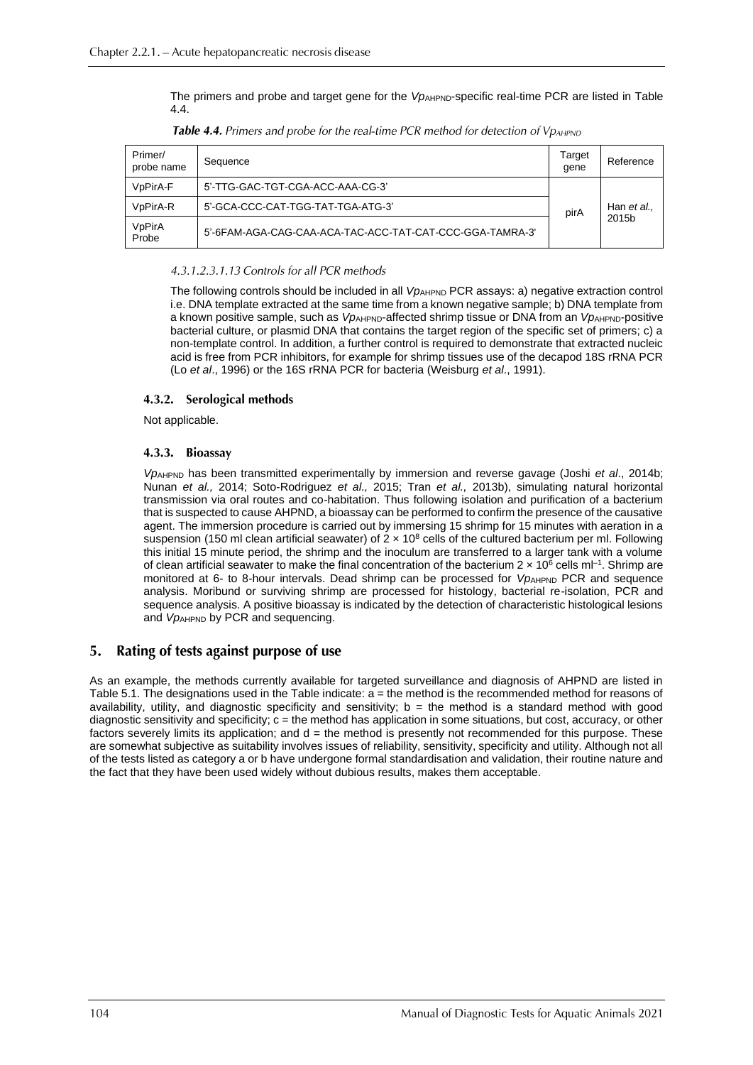The primers and probe and target gene for the $Vp_{AHPND}$-specific real-time PCR are listed in Table 4.4.

***Table 4.4.*** *Primers and probe for the real-time PCR method for detection of $Vp_{AHPND}$*

| Primer/ probe name | Sequence | Target gene | Reference |
|---|---|---|---|
| VpPirA-F | 5'-TTG-GAC-TGT-CGA-ACC-AAA-CG-3' | pirA | Han *et al.,* 2015b |
| VpPirA-R | 5'-GCA-CCC-CAT-TGG-TAT-TGA-ATG-3' | | |
| VpPirA Probe | 5'-6FAM-AGA-CAG-CAA-ACA-TAC-ACC-TAT-CAT-CCC-GGA-TAMRA-3' | | |

#### *4.3.1.2.3.1.13 Controls for all PCR methods*

The following controls should be included in all $Vp_{AHPND}$ PCR assays: a) negative extraction control i.e. DNA template extracted at the same time from a known negative sample; b) DNA template from a known positive sample, such as $Vp_{AHPND}$-affected shrimp tissue or DNA from an $Vp_{AHPND}$-positive bacterial culture, or plasmid DNA that contains the target region of the specific set of primers; c) a non-template control. In addition, a further control is required to demonstrate that extracted nucleic acid is free from PCR inhibitors, for example for shrimp tissues use of the decapod 18S rRNA PCR (Lo *et al*., 1996) or the 16S rRNA PCR for bacteria (Weisburg *et al*., 1991).

### 4.3.2. Serological methods

Not applicable.

### 4.3.3. Bioassay

$Vp_{AHPND}$ has been transmitted experimentally by immersion and reverse gavage (Joshi *et al*., 2014b; Nunan *et al.,* 2014; Soto-Rodriguez *et al.,* 2015; Tran *et al.,* 2013b), simulating natural horizontal transmission via oral routes and co-habitation. Thus following isolation and purification of a bacterium that is suspected to cause AHPND, a bioassay can be performed to confirm the presence of the causative agent. The immersion procedure is carried out by immersing 15 shrimp for 15 minutes with aeration in a suspension (150 ml clean artificial seawater) of $2 \times 10^8$ cells of the cultured bacterium per ml. Following this initial 15 minute period, the shrimp and the inoculum are transferred to a larger tank with a volume of clean artificial seawater to make the final concentration of the bacterium $2 \times 10^6$ cells $ml^{-1}$. Shrimp are monitored at 6- to 8-hour intervals. Dead shrimp can be processed for $Vp_{AHPND}$ PCR and sequence analysis. Moribund or surviving shrimp are processed for histology, bacterial re-isolation, PCR and sequence analysis. A positive bioassay is indicated by the detection of characteristic histological lesions and $Vp_{AHPND}$ by PCR and sequencing.

## 5. Rating of tests against purpose of use

As an example, the methods currently available for targeted surveillance and diagnosis of AHPND are listed in Table 5.1. The designations used in the Table indicate: a = the method is the recommended method for reasons of availability, utility, and diagnostic specificity and sensitivity; b = the method is a standard method with good diagnostic sensitivity and specificity; c = the method has application in some situations, but cost, accuracy, or other factors severely limits its application; and d = the method is presently not recommended for this purpose. These are somewhat subjective as suitability involves issues of reliability, sensitivity, specificity and utility. Although not all of the tests listed as category a or b have undergone formal standardisation and validation, their routine nature and the fact that they have been used widely without dubious results, makes them acceptable.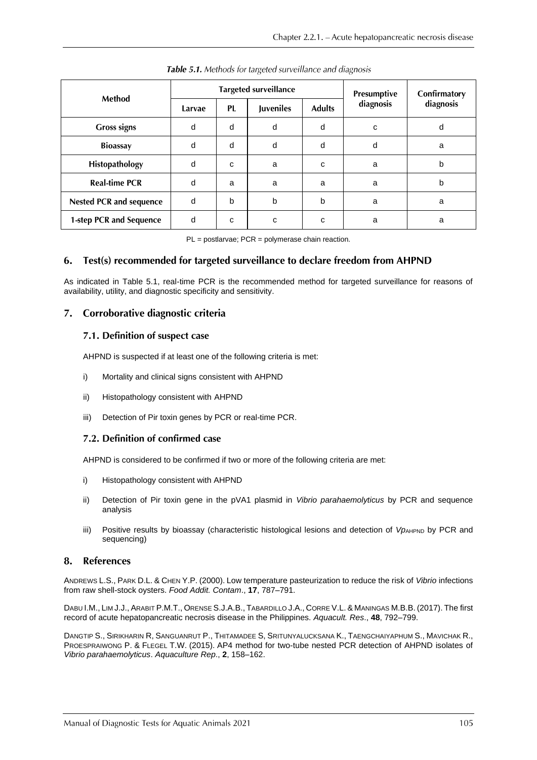*Table 5.1. Methods for targeted surveillance and diagnosis*

| Method | Targeted surveillance | | | | Presumptive diagnosis | Confirmatory diagnosis |
|---|---|---|---|---|---|---|
| | Larvae | PL | Juveniles | Adults | | |
| Gross signs | d | d | d | d | c | d |
| Bioassay | d | d | d | d | d | a |
| Histopathology | d | c | a | c | a | b |
| Real-time PCR | d | a | a | a | a | b |
| Nested PCR and sequence | d | b | b | b | a | a |
| 1-step PCR and Sequence | d | c | c | c | a | a |

PL = postlarvae; PCR = polymerase chain reaction.

## 6. Test(s) recommended for targeted surveillance to declare freedom from AHPND

As indicated in Table 5.1, real-time PCR is the recommended method for targeted surveillance for reasons of availability, utility, and diagnostic specificity and sensitivity.

## 7. Corroborative diagnostic criteria

### 7.1. Definition of suspect case

AHPND is suspected if at least one of the following criteria is met:

i) Mortality and clinical signs consistent with AHPND

ii) Histopathology consistent with AHPND

iii) Detection of Pir toxin genes by PCR or real-time PCR.

### 7.2. Definition of confirmed case

AHPND is considered to be confirmed if two or more of the following criteria are met:

i) Histopathology consistent with AHPND

ii) Detection of Pir toxin gene in the pVA1 plasmid in *Vibrio parahaemolyticus* by PCR and sequence analysis

iii) Positive results by bioassay (characteristic histological lesions and detection of $Vp_{AHPND}$ by PCR and sequencing)

## 8. References

ANDREWS L.S., PARK D.L. & CHEN Y.P. (2000). Low temperature pasteurization to reduce the risk of *Vibrio* infections from raw shell-stock oysters. *Food Addit. Contam*., **17**, 787–791.

DABU I.M., LIM J.J., ARABIT P.M.T., ORENSE S.J.A.B., TABARDILLO J.A., CORRE V.L. & MANINGAS M.B.B. (2017). The first record of acute hepatopancreatic necrosis disease in the Philippines. *Aquacult. Res*., **48**, 792–799.

DANGTIP S., SIRIKHARIN R, SANGUANRUT P., THITAMADEE S, SRITUNYALUCKSANA K., TAENGCHAIYAPHUM S., MAVICHAK R., PROESPRAIWONG P. & FLEGEL T.W. (2015). AP4 method for two-tube nested PCR detection of AHPND isolates of *Vibrio parahaemolyticus*. *Aquaculture Rep*., **2**, 158–162.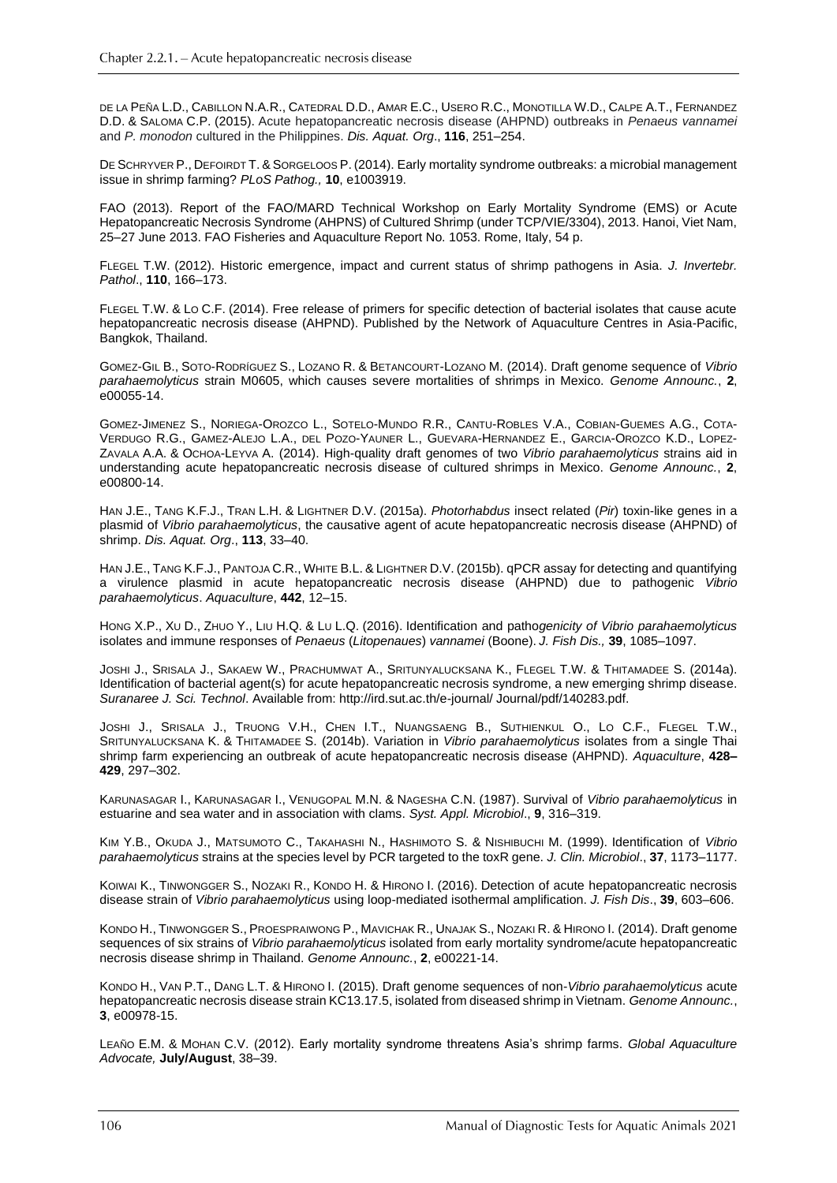DE LA PEÑA L.D., CABILLON N.A.R., CATEDRAL D.D., AMAR E.C., USERO R.C., MONOTILLA W.D., CALPE A.T., FERNANDEZ D.D. & SALOMA C.P. (2015). Acute hepatopancreatic necrosis disease (AHPND) outbreaks in *Penaeus vannamei* and *P. monodon* cultured in the Philippines. *Dis. Aquat. Org*., **116**, 251–254.

DE SCHRYVER P., DEFOIRDT T. & SORGELOOS P. (2014). Early mortality syndrome outbreaks: a microbial management issue in shrimp farming? *PLoS Pathog.,* **10**, e1003919.

FAO (2013). Report of the FAO/MARD Technical Workshop on Early Mortality Syndrome (EMS) or Acute Hepatopancreatic Necrosis Syndrome (AHPNS) of Cultured Shrimp (under TCP/VIE/3304), 2013. Hanoi, Viet Nam, 25–27 June 2013. FAO Fisheries and Aquaculture Report No. 1053. Rome, Italy, 54 p.

FLEGEL T.W. (2012). Historic emergence, impact and current status of shrimp pathogens in Asia. *J. Invertebr. Pathol*., **110**, 166–173.

FLEGEL T.W. & LO C.F. (2014). Free release of primers for specific detection of bacterial isolates that cause acute hepatopancreatic necrosis disease (AHPND). Published by the Network of Aquaculture Centres in Asia-Pacific, Bangkok, Thailand.

GOMEZ-GIL B., SOTO-RODRÍGUEZ S., LOZANO R. & BETANCOURT-LOZANO M. (2014). Draft genome sequence of *Vibrio parahaemolyticus* strain M0605, which causes severe mortalities of shrimps in Mexico. *Genome Announc.*, **2**, e00055-14.

GOMEZ-JIMENEZ S., NORIEGA-OROZCO L., SOTELO-MUNDO R.R., CANTU-ROBLES V.A., COBIAN-GUEMES A.G., COTA-VERDUGO R.G., GAMEZ-ALEJO L.A., DEL POZO-YAUNER L., GUEVARA-HERNANDEZ E., GARCIA-OROZCO K.D., LOPEZ-ZAVALA A.A. & OCHOA-LEYVA A. (2014). High-quality draft genomes of two *Vibrio parahaemolyticus* strains aid in understanding acute hepatopancreatic necrosis disease of cultured shrimps in Mexico. *Genome Announc.*, **2**, e00800-14.

HAN J.E., TANG K.F.J., TRAN L.H. & LIGHTNER D.V. (2015a). *Photorhabdus* insect related (*Pir*) toxin-like genes in a plasmid of *Vibrio parahaemolyticus*, the causative agent of acute hepatopancreatic necrosis disease (AHPND) of shrimp. *Dis. Aquat. Org*., **113**, 33–40.

HAN J.E., TANG K.F.J., PANTOJA C.R., WHITE B.L. & LIGHTNER D.V. (2015b). qPCR assay for detecting and quantifying a virulence plasmid in acute hepatopancreatic necrosis disease (AHPND) due to pathogenic *Vibrio parahaemolyticus*. *Aquaculture*, **442**, 12–15.

HONG X.P., XU D., ZHUO Y., LIU H.Q. & LU L.Q. (2016). Identification and patho*genicity of Vibrio parahaemolyticus* isolates and immune responses of *Penaeus* (*Litopenaues*) *vannamei* (Boone). *J. Fish Dis.,* **39**, 1085–1097.

JOSHI J., SRISALA J., SAKAEW W., PRACHUMWAT A., SRITUNYALUCKSANA K., FLEGEL T.W. & THITAMADEE S. (2014a). Identification of bacterial agent(s) for acute hepatopancreatic necrosis syndrome, a new emerging shrimp disease. *Suranaree J. Sci. Technol*. Available from: http://ird.sut.ac.th/e-journal/ Journal/pdf/140283.pdf.

JOSHI J., SRISALA J., TRUONG V.H., CHEN I.T., NUANGSAENG B., SUTHIENKUL O., LO C.F., FLEGEL T.W., SRITUNYALUCKSANA K. & THITAMADEE S. (2014b). Variation in *Vibrio parahaemolyticus* isolates from a single Thai shrimp farm experiencing an outbreak of acute hepatopancreatic necrosis disease (AHPND). *Aquaculture*, **428–429**, 297–302.

KARUNASAGAR I., KARUNASAGAR I., VENUGOPAL M.N. & NAGESHA C.N. (1987). Survival of *Vibrio parahaemolyticus* in estuarine and sea water and in association with clams. *Syst. Appl. Microbiol*., **9**, 316–319.

KIM Y.B., OKUDA J., MATSUMOTO C., TAKAHASHI N., HASHIMOTO S. & NISHIBUCHI M. (1999). Identification of *Vibrio parahaemolyticus* strains at the species level by PCR targeted to the toxR gene. *J. Clin. Microbiol*., **37**, 1173–1177.

KOIWAI K., TINWONGGER S., NOZAKI R., KONDO H. & HIRONO I. (2016). Detection of acute hepatopancreatic necrosis disease strain of *Vibrio parahaemolyticus* using loop-mediated isothermal amplification. *J. Fish Dis*., **39**, 603–606.

KONDO H., TINWONGGER S., PROESPRAIWONG P., MAVICHAK R., UNAJAK S., NOZAKI R. & HIRONO I. (2014). Draft genome sequences of six strains of *Vibrio parahaemolyticus* isolated from early mortality syndrome/acute hepatopancreatic necrosis disease shrimp in Thailand. *Genome Announc.*, **2**, e00221-14.

KONDO H., VAN P.T., DANG L.T. & HIRONO I. (2015). Draft genome sequences of non-*Vibrio parahaemolyticus* acute hepatopancreatic necrosis disease strain KC13.17.5, isolated from diseased shrimp in Vietnam. *Genome Announc.*, **3**, e00978-15.

LEAÑO E.M. & MOHAN C.V. (2012). Early mortality syndrome threatens Asia's shrimp farms. *Global Aquaculture Advocate,* **July/August**, 38–39.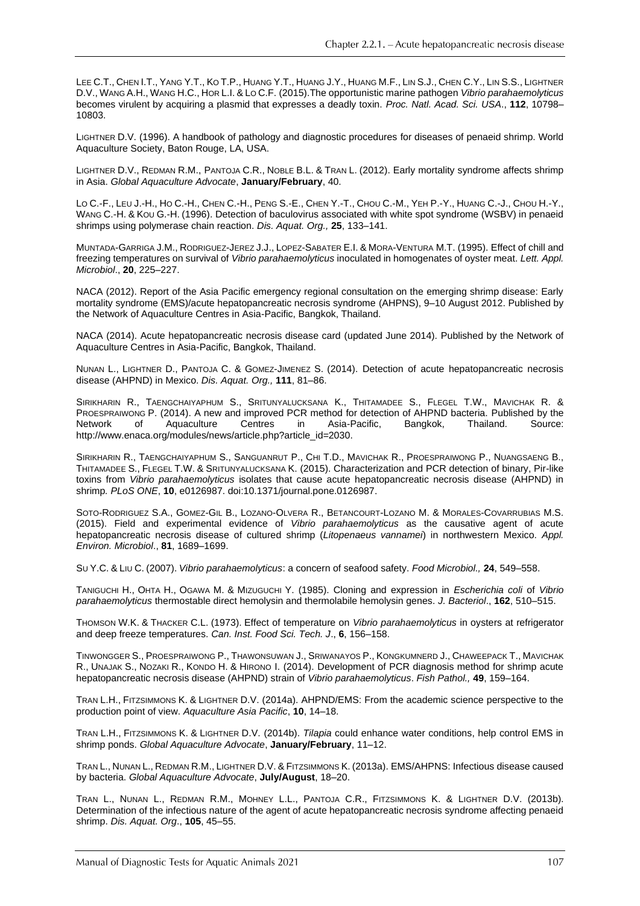LEE C.T., CHEN I.T., YANG Y.T., KO T.P., HUANG Y.T., HUANG J.Y., HUANG M.F., LIN S.J., CHEN C.Y., LIN S.S., LIGHTNER D.V., WANG A.H., WANG H.C., HOR L.I. & LO C.F. (2015).The opportunistic marine pathogen *Vibrio parahaemolyticus* becomes virulent by acquiring a plasmid that expresses a deadly toxin. *Proc. Natl. Acad. Sci. USA*., **112**, 10798–10803.

LIGHTNER D.V. (1996). A handbook of pathology and diagnostic procedures for diseases of penaeid shrimp. World Aquaculture Society, Baton Rouge, LA, USA.

LIGHTNER D.V., REDMAN R.M., PANTOJA C.R., NOBLE B.L. & TRAN L. (2012). Early mortality syndrome affects shrimp in Asia. *Global Aquaculture Advocate*, **January/February**, 40.

LO C.-F., LEU J.-H., HO C.-H., CHEN C.-H., PENG S.-E., CHEN Y.-T., CHOU C.-M., YEH P.-Y., HUANG C.-J., CHOU H.-Y., WANG C.-H. & KOU G.-H. (1996). Detection of baculovirus associated with white spot syndrome (WSBV) in penaeid shrimps using polymerase chain reaction. *Dis. Aquat. Org.,* **25**, 133–141.

MUNTADA-GARRIGA J.M., RODRIGUEZ-JEREZ J.J., LOPEZ-SABATER E.I. & MORA-VENTURA M.T. (1995). Effect of chill and freezing temperatures on survival of *Vibrio parahaemolyticus* inoculated in homogenates of oyster meat. *Lett. Appl. Microbiol*., **20**, 225–227.

NACA (2012). Report of the Asia Pacific emergency regional consultation on the emerging shrimp disease: Early mortality syndrome (EMS)/acute hepatopancreatic necrosis syndrome (AHPNS), 9–10 August 2012. Published by the Network of Aquaculture Centres in Asia-Pacific, Bangkok, Thailand.

NACA (2014). Acute hepatopancreatic necrosis disease card (updated June 2014). Published by the Network of Aquaculture Centres in Asia-Pacific, Bangkok, Thailand.

NUNAN L., LIGHTNER D., PANTOJA C. & GOMEZ-JIMENEZ S. (2014). Detection of acute hepatopancreatic necrosis disease (AHPND) in Mexico. *Dis. Aquat. Org.,* **111**, 81–86.

SIRIKHARIN R., TAENGCHAIYAPHUM S., SRITUNYALUCKSANA K., THITAMADEE S., FLEGEL T.W., MAVICHAK R. & PROESPRAIWONG P. (2014). A new and improved PCR method for detection of AHPND bacteria. Published by the Network of Aquaculture Centres in Asia-Pacific, Bangkok, Thailand. Source: http://www.enaca.org/modules/news/article.php?article_id=2030.

SIRIKHARIN R., TAENGCHAIYAPHUM S., SANGUANRUT P., CHI T.D., MAVICHAK R., PROESPRAIWONG P., NUANGSAENG B., THITAMADEE S., FLEGEL T.W. & SRITUNYALUCKSANA K. (2015). Characterization and PCR detection of binary, Pir-like toxins from *Vibrio parahaemolyticus* isolates that cause acute hepatopancreatic necrosis disease (AHPND) in shrimp*. PLoS ONE*, **10**, e0126987. doi:10.1371/journal.pone.0126987.

SOTO-RODRIGUEZ S.A., GOMEZ-GIL B., LOZANO-OLVERA R., BETANCOURT-LOZANO M. & MORALES-COVARRUBIAS M.S. (2015). Field and experimental evidence of *Vibrio parahaemolyticus* as the causative agent of acute hepatopancreatic necrosis disease of cultured shrimp (*Litopenaeus vannamei*) in northwestern Mexico. *Appl. Environ. Microbiol*., **81**, 1689–1699.

SU Y.C. & LIU C. (2007). *Vibrio parahaemolyticus*: a concern of seafood safety. *Food Microbiol.,* **24**, 549–558.

TANIGUCHI H., OHTA H., OGAWA M. & MIZUGUCHI Y. (1985). Cloning and expression in *Escherichia coli* of *Vibrio parahaemolyticus* thermostable direct hemolysin and thermolabile hemolysin genes. *J. Bacteriol*., **162**, 510–515.

THOMSON W.K. & THACKER C.L. (1973). Effect of temperature on *Vibrio parahaemolyticus* in oysters at refrigerator and deep freeze temperatures. *Can. Inst. Food Sci. Tech. J*., **6**, 156–158.

TINWONGGER S., PROESPRAIWONG P., THAWONSUWAN J., SRIWANAYOS P., KONGKUMNERD J., CHAWEEPACK T., MAVICHAK R., UNAJAK S., NOZAKI R., KONDO H. & HIRONO I. (2014). Development of PCR diagnosis method for shrimp acute hepatopancreatic necrosis disease (AHPND) strain of *Vibrio parahaemolyticus*. *Fish Pathol.,* **49**, 159–164.

TRAN L.H., FITZSIMMONS K. & LIGHTNER D.V. (2014a). AHPND/EMS: From the academic science perspective to the production point of view. *Aquaculture Asia Pacific*, **10**, 14–18.

TRAN L.H., FITZSIMMONS K. & LIGHTNER D.V. (2014b). *Tilapia* could enhance water conditions, help control EMS in shrimp ponds. *Global Aquaculture Advocate*, **January/February**, 11–12.

TRAN L., NUNAN L., REDMAN R.M., LIGHTNER D.V. & FITZSIMMONS K. (2013a). EMS/AHPNS: Infectious disease caused by bacteria. *Global Aquaculture Advocate*, **July/August**, 18–20.

TRAN L., NUNAN L., REDMAN R.M., MOHNEY L.L., PANTOJA C.R., FITZSIMMONS K. & LIGHTNER D.V. (2013b). Determination of the infectious nature of the agent of acute hepatopancreatic necrosis syndrome affecting penaeid shrimp. *Dis. Aquat. Org*., **105**, 45–55.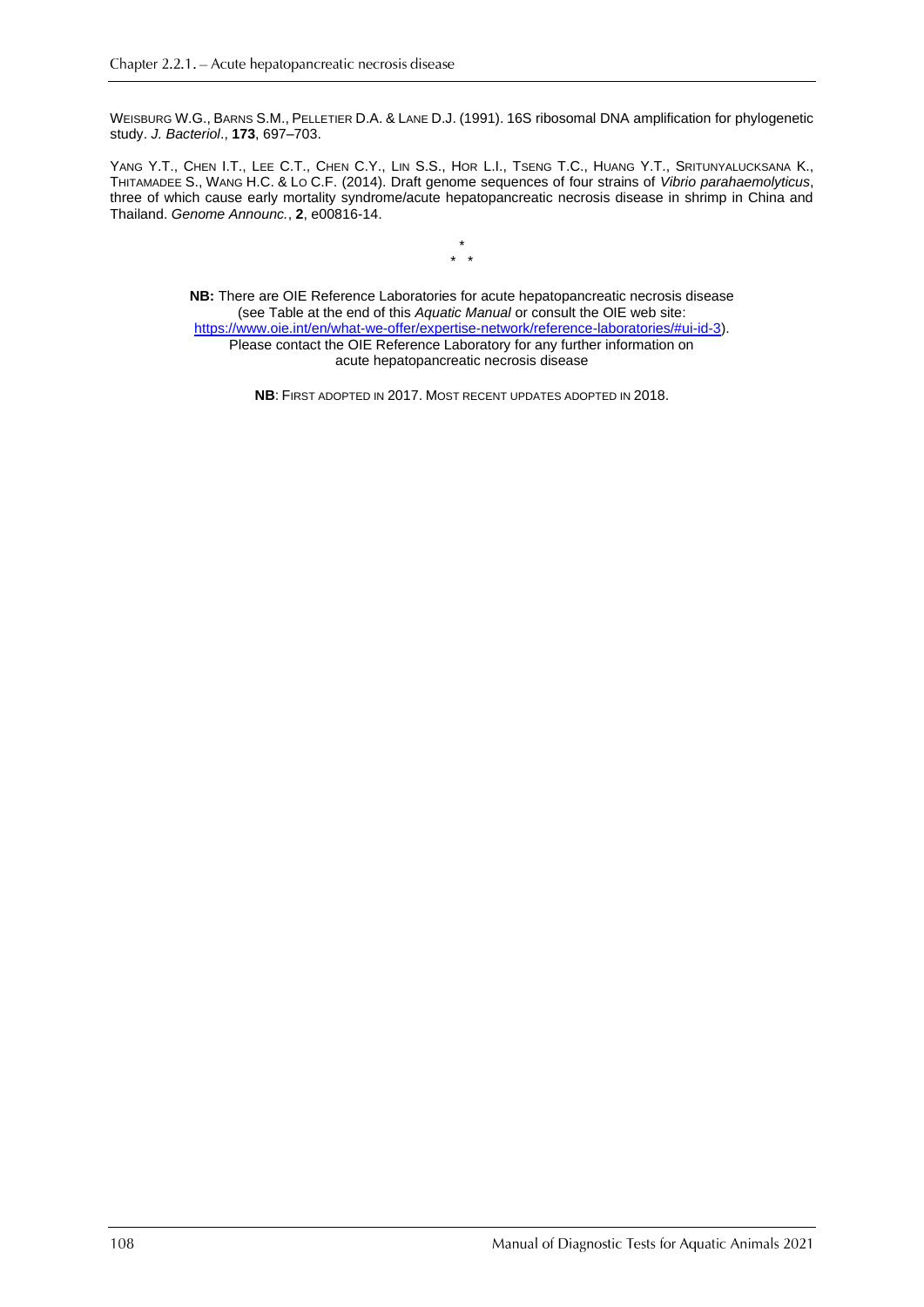WEISBURG W.G., BARNS S.M., PELLETIER D.A. & LANE D.J. (1991). 16S ribosomal DNA amplification for phylogenetic study. *J. Bacteriol*., **173**, 697–703.

YANG Y.T., CHEN I.T., LEE C.T., CHEN C.Y., LIN S.S., HOR L.I., TSENG T.C., HUANG Y.T., SRITUNYALUCKSANA K., THITAMADEE S., WANG H.C. & LO C.F. (2014). Draft genome sequences of four strains of *Vibrio parahaemolyticus*, three of which cause early mortality syndrome/acute hepatopancreatic necrosis disease in shrimp in China and Thailand. *Genome Announc.*, **2**, e00816-14.

\*
\* \*

**NB:** There are OIE Reference Laboratories for acute hepatopancreatic necrosis disease (see Table at the end of this *Aquatic Manual* or consult the OIE web site: https://www.oie.int/en/what-we-offer/expertise-network/reference-laboratories/#ui-id-3). Please contact the OIE Reference Laboratory for any further information on acute hepatopancreatic necrosis disease

**NB**: FIRST ADOPTED IN 2017. MOST RECENT UPDATES ADOPTED IN 2018.